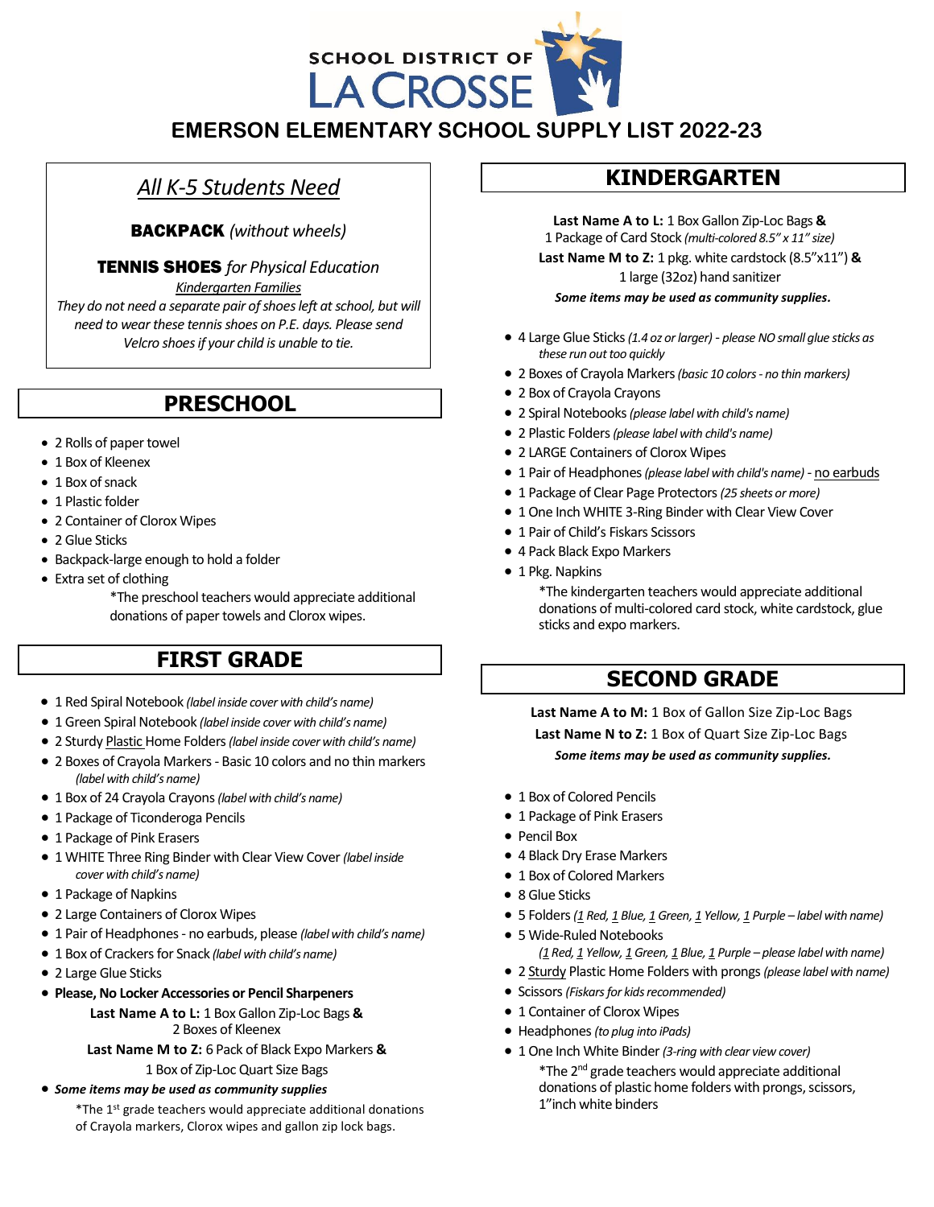SCHOOL DISTRICT OF LA CROSSE

# EMERSON ELEMENTARY SCHOOL SUPPLY LIST 2022-23

## *All K-5 Students Need*

**BACKPACK** *(without wheels)*

**TENNIS SHOES** *for Physical Education*

*Kindergarten Families*

*They do not need a separate pair of shoes left at school, but will need to wear these tennis shoes on P.E. days. Please send Velcro shoes if your child is unable to tie.*

## PRESCHOOL

- 2 Rolls of paper towel
- 1 Box of Kleenex
- 1 Box of snack
- 1 Plastic folder
- 2 Container of Clorox Wipes
- 2 Glue Sticks
- Backpack-large enough to hold a folder
- Extra set of clothing

\*The preschool teachers would appreciate additional donations of paper towels and Clorox wipes.

## FIRST GRADE

- 1 Red Spiral Notebook *(label inside cover with child's name)*
- 1 Green Spiral Notebook *(label inside cover with child's name)*
- 2 Sturdy Plastic Home Folders *(label inside cover with child's name)*
- 2 Boxes of Crayola Markers - Basic 10 colors and no thin markers *(label with child's name)*
- 1 Box of 24 Crayola Crayons *(label with child's name)*
- 1 Package of Ticonderoga Pencils
- 1 Package of Pink Erasers
- 1 WHITE Three Ring Binder with Clear View Cover *(label inside cover with child's name)*
- 1 Package of Napkins
- 2 Large Containers of Clorox Wipes
- 1 Pair of Headphones - no earbuds, please *(label with child's name)*
- 1 Box of Crackers for Snack *(label with child's name)*
- 2 Large Glue Sticks
- **Please, No Locker Accessories or Pencil Sharpeners**

**Last Name A to L:** 1 Box Gallon Zip-Loc Bags **&** 2 Boxes of Kleenex

**Last Name M to Z:** 6 Pack of Black Expo Markers **&** 1 Box of Zip-Loc Quart Size Bags

- ***Some items may be used as community supplies***

\*The 1st grade teachers would appreciate additional donations of Crayola markers, Clorox wipes and gallon zip lock bags.

## KINDERGARTEN

**Last Name A to L:** 1 Box Gallon Zip-Loc Bags **&** 1 Package of Card Stock *(multi-colored 8.5" x 11" size)*

**Last Name M to Z:** 1 pkg. white cardstock (8.5"x11") **&** 1 large (32oz) hand sanitizer

***Some items may be used as community supplies.***

- 4 Large Glue Sticks *(1.4 oz or larger) - please NO small glue sticks as these run out too quickly*
- 2 Boxes of Crayola Markers *(basic 10 colors - no thin markers)*
- 2 Box of Crayola Crayons
- 2 Spiral Notebooks *(please label with child's name)*
- 2 Plastic Folders *(please label with child's name)*
- 2 LARGE Containers of Clorox Wipes
- 1 Pair of Headphones *(please label with child's name)* - no earbuds
- 1 Package of Clear Page Protectors *(25 sheets or more)*
- 1 One Inch WHITE 3-Ring Binder with Clear View Cover
- 1 Pair of Child's Fiskars Scissors
- 4 Pack Black Expo Markers
- 1 Pkg. Napkins

\*The kindergarten teachers would appreciate additional donations of multi-colored card stock, white cardstock, glue sticks and expo markers.

## SECOND GRADE

**Last Name A to M:** 1 Box of Gallon Size Zip-Loc Bags

**Last Name N to Z:** 1 Box of Quart Size Zip-Loc Bags

***Some items may be used as community supplies.***

- 1 Box of Colored Pencils
- 1 Package of Pink Erasers
- Pencil Box
- 4 Black Dry Erase Markers
- 1 Box of Colored Markers
- 8 Glue Sticks
- 5 Folders *(1 Red, 1 Blue, 1 Green, 1 Yellow, 1 Purple – label with name)*
- 5 Wide-Ruled Notebooks *(1 Red, 1 Yellow, 1 Green, 1 Blue, 1 Purple – please label with name)*
- 2 Sturdy Plastic Home Folders with prongs *(please label with name)*
- Scissors *(Fiskars for kids recommended)*
- 1 Container of Clorox Wipes
- Headphones *(to plug into iPads)*
- 1 One Inch White Binder *(3-ring with clear view cover)*

\*The 2nd grade teachers would appreciate additional donations of plastic home folders with prongs, scissors, 1"inch white binders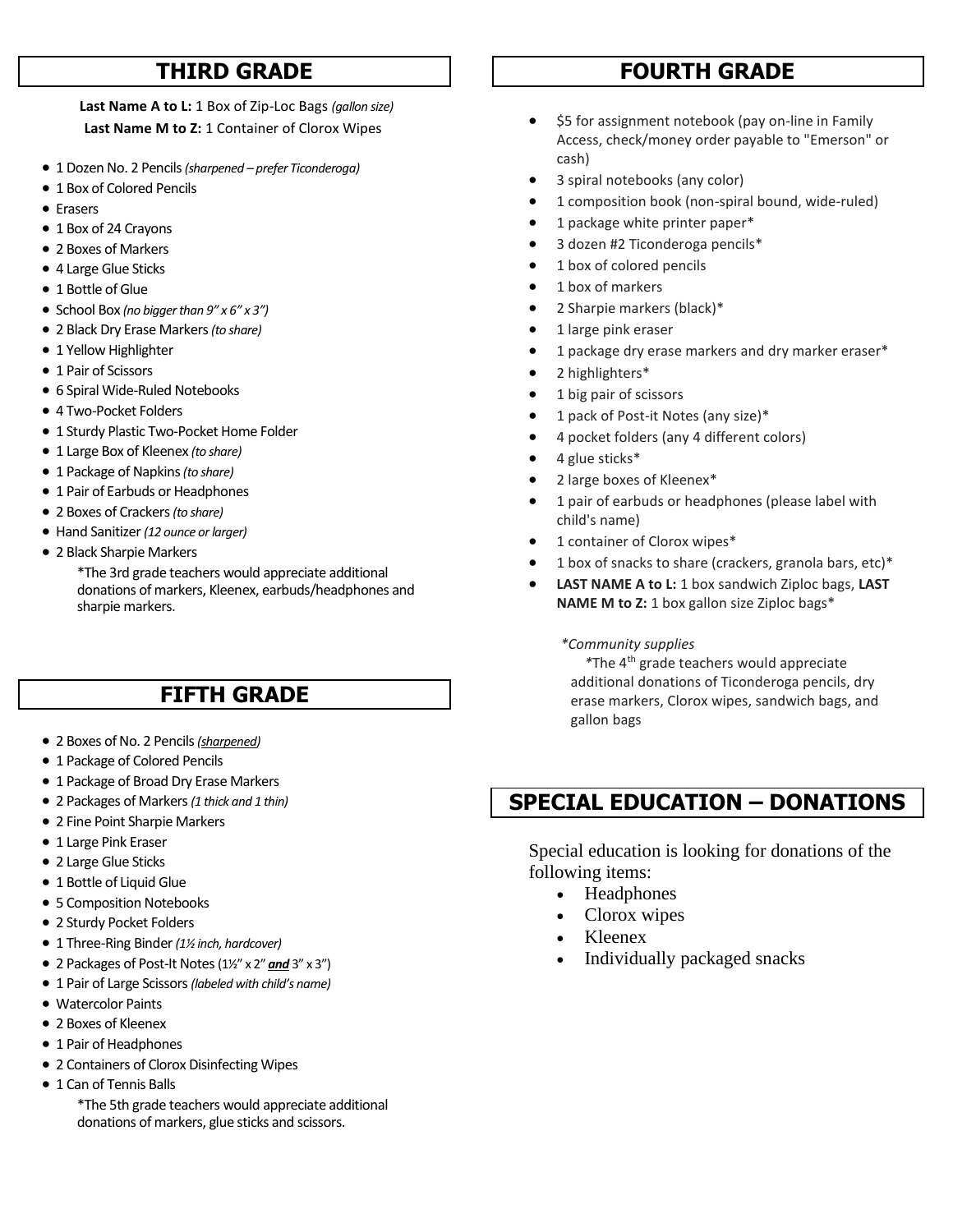## THIRD GRADE

**Last Name A to L:** 1 Box of Zip-Loc Bags *(gallon size)*
**Last Name M to Z:** 1 Container of Clorox Wipes

- 1 Dozen No. 2 Pencils *(sharpened – prefer Ticonderoga)*
- 1 Box of Colored Pencils
- Erasers
- 1 Box of 24 Crayons
- 2 Boxes of Markers
- 4 Large Glue Sticks
- 1 Bottle of Glue
- School Box *(no bigger than 9" x 6" x 3")*
- 2 Black Dry Erase Markers *(to share)*
- 1 Yellow Highlighter
- 1 Pair of Scissors
- 6 Spiral Wide-Ruled Notebooks
- 4 Two-Pocket Folders
- 1 Sturdy Plastic Two-Pocket Home Folder
- 1 Large Box of Kleenex *(to share)*
- 1 Package of Napkins *(to share)*
- 1 Pair of Earbuds or Headphones
- 2 Boxes of Crackers *(to share)*
- Hand Sanitizer *(12 ounce or larger)*
- 2 Black Sharpie Markers

*The 3rd grade teachers would appreciate additional donations of markers, Kleenex, earbuds/headphones and sharpie markers.

## FIFTH GRADE

- 2 Boxes of No. 2 Pencils *(sharpened)*
- 1 Package of Colored Pencils
- 1 Package of Broad Dry Erase Markers
- 2 Packages of Markers *(1 thick and 1 thin)*
- 2 Fine Point Sharpie Markers
- 1 Large Pink Eraser
- 2 Large Glue Sticks
- 1 Bottle of Liquid Glue
- 5 Composition Notebooks
- 2 Sturdy Pocket Folders
- 1 Three-Ring Binder *(1½ inch, hardcover)*
- 2 Packages of Post-It Notes (1½" x 2" ***and*** 3" x 3")
- 1 Pair of Large Scissors *(labeled with child's name)*
- Watercolor Paints
- 2 Boxes of Kleenex
- 1 Pair of Headphones
- 2 Containers of Clorox Disinfecting Wipes
- 1 Can of Tennis Balls

*The 5th grade teachers would appreciate additional donations of markers, glue sticks and scissors.

## FOURTH GRADE

- $5 for assignment notebook (pay on-line in Family Access, check/money order payable to "Emerson" or cash)
- 3 spiral notebooks (any color)
- 1 composition book (non-spiral bound, wide-ruled)
- 1 package white printer paper*
- 3 dozen #2 Ticonderoga pencils*
- 1 box of colored pencils
- 1 box of markers
- 2 Sharpie markers (black)*
- 1 large pink eraser
- 1 package dry erase markers and dry marker eraser*
- 2 highlighters*
- 1 big pair of scissors
- 1 pack of Post-it Notes (any size)*
- 4 pocket folders (any 4 different colors)
- 4 glue sticks*
- 2 large boxes of Kleenex*
- 1 pair of earbuds or headphones (please label with child's name)
- 1 container of Clorox wipes*
- 1 box of snacks to share (crackers, granola bars, etc)*
- **LAST NAME A to L:** 1 box sandwich Ziploc bags, **LAST NAME M to Z:** 1 box gallon size Ziploc bags*

*\*Community supplies*

*The 4th grade teachers would appreciate additional donations of Ticonderoga pencils, dry erase markers, Clorox wipes, sandwich bags, and gallon bags

## SPECIAL EDUCATION – DONATIONS

Special education is looking for donations of the following items:

- Headphones
- Clorox wipes
- Kleenex
- Individually packaged snacks